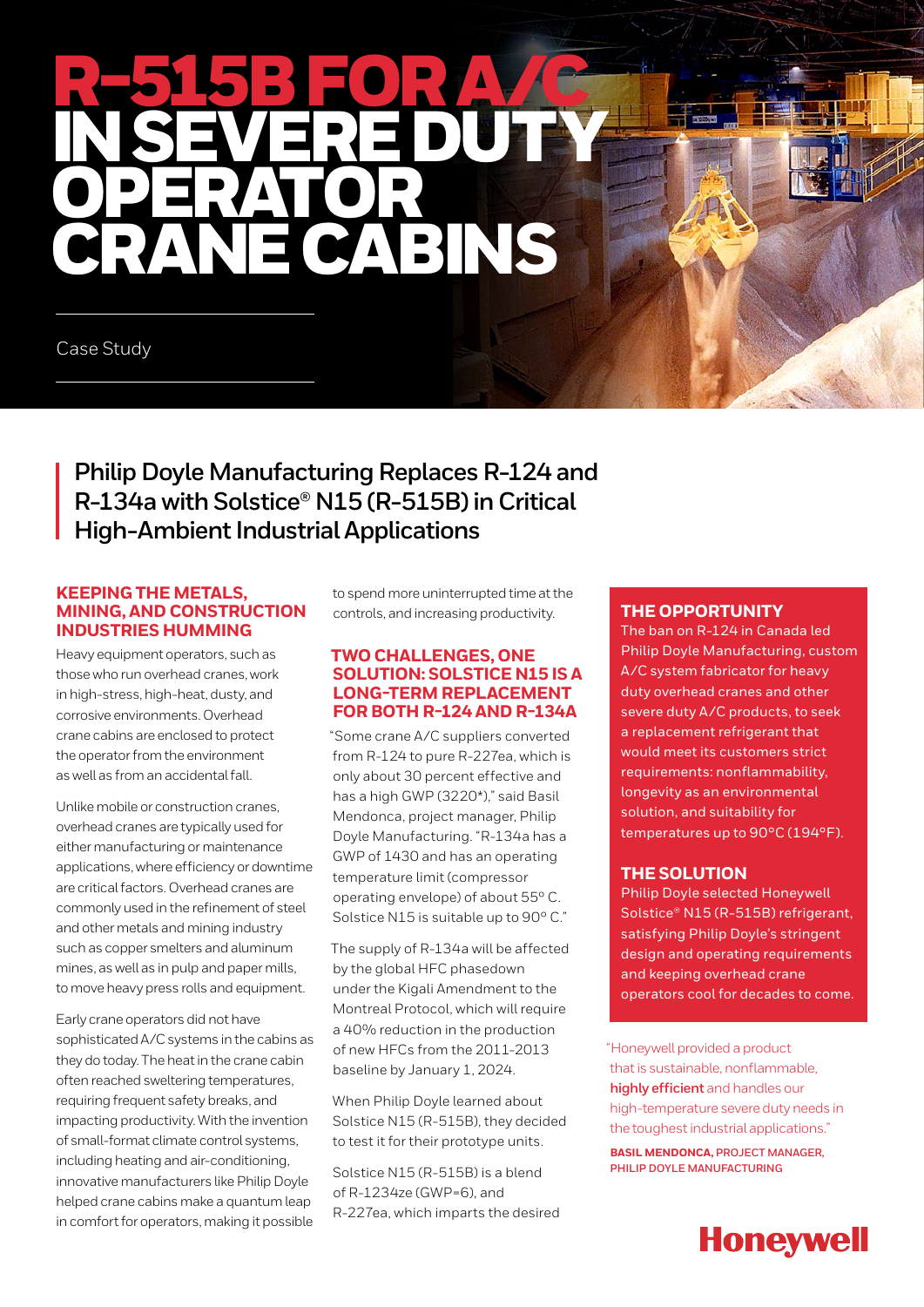# R-515B FOR A/C IN SEVERE DUTY OPERATOR CRANE CABINS

Case Study

## Philip Doyle Manufacturing Replaces R-124 and R-134a with Solstice® N15 (R-515B) in Critical High-Ambient Industrial Applications

### KEEPING THE METALS, MINING, AND CONSTRUCTION INDUSTRIES HUMMING

Heavy equipment operators, such as those who run overhead cranes, work in high-stress, high-heat, dusty, and corrosive environments. Overhead crane cabins are enclosed to protect the operator from the environment as well as from an accidental fall.

Unlike mobile or construction cranes, overhead cranes are typically used for either manufacturing or maintenance applications, where efficiency or downtime are critical factors. Overhead cranes are commonly used in the refinement of steel and other metals and mining industry such as copper smelters and aluminum mines, as well as in pulp and paper mills, to move heavy press rolls and equipment.

Early crane operators did not have sophisticated A/C systems in the cabins as they do today. The heat in the crane cabin often reached sweltering temperatures, requiring frequent safety breaks, and impacting productivity. With the invention of small-format climate control systems, including heating and air-conditioning, innovative manufacturers like Philip Doyle helped crane cabins make a quantum leap in comfort for operators, making it possible to spend more uninterrupted time at the controls, and increasing productivity.

### TWO CHALLENGES, ONE SOLUTION: SOLSTICE N15 IS A LONG-TERM REPLACEMENT FOR BOTH R-124 AND R-134A

"Some crane A/C suppliers converted from R-124 to pure R-227ea, which is only about 30 percent effective and has a high GWP (3220*)," said Basil Mendonca, project manager, Philip Doyle Manufacturing. "R-134a has a GWP of 1430 and has an operating temperature limit (compressor operating envelope) of about 55° C. Solstice N15 is suitable up to 90° C."

The supply of R-134a will be affected by the global HFC phasedown under the Kigali Amendment to the Montreal Protocol, which will require a 40% reduction in the production of new HFCs from the 2011-2013 baseline by January 1, 2024.

When Philip Doyle learned about Solstice N15 (R-515B), they decided to test it for their prototype units.

Solstice N15 (R-515B) is a blend of R-1234ze (GWP=6), and R-227ea, which imparts the desired

### THE OPPORTUNITY

The ban on R-124 in Canada led Philip Doyle Manufacturing, custom A/C system fabricator for heavy duty overhead cranes and other severe duty A/C products, to seek a replacement refrigerant that would meet its customers strict requirements: nonflammability, longevity as an environmental solution, and suitability for temperatures up to 90°C (194°F).

### THE SOLUTION

Philip Doyle selected Honeywell Solstice® N15 (R-515B) refrigerant, satisfying Philip Doyle's stringent design and operating requirements and keeping overhead crane operators cool for decades to come.

"Honeywell provided a product that is sustainable, nonflammable, **highly efficient** and handles our high-temperature severe duty needs in the toughest industrial applications."

**BASIL MENDONCA,** PROJECT MANAGER, PHILIP DOYLE MANUFACTURING

Honeywell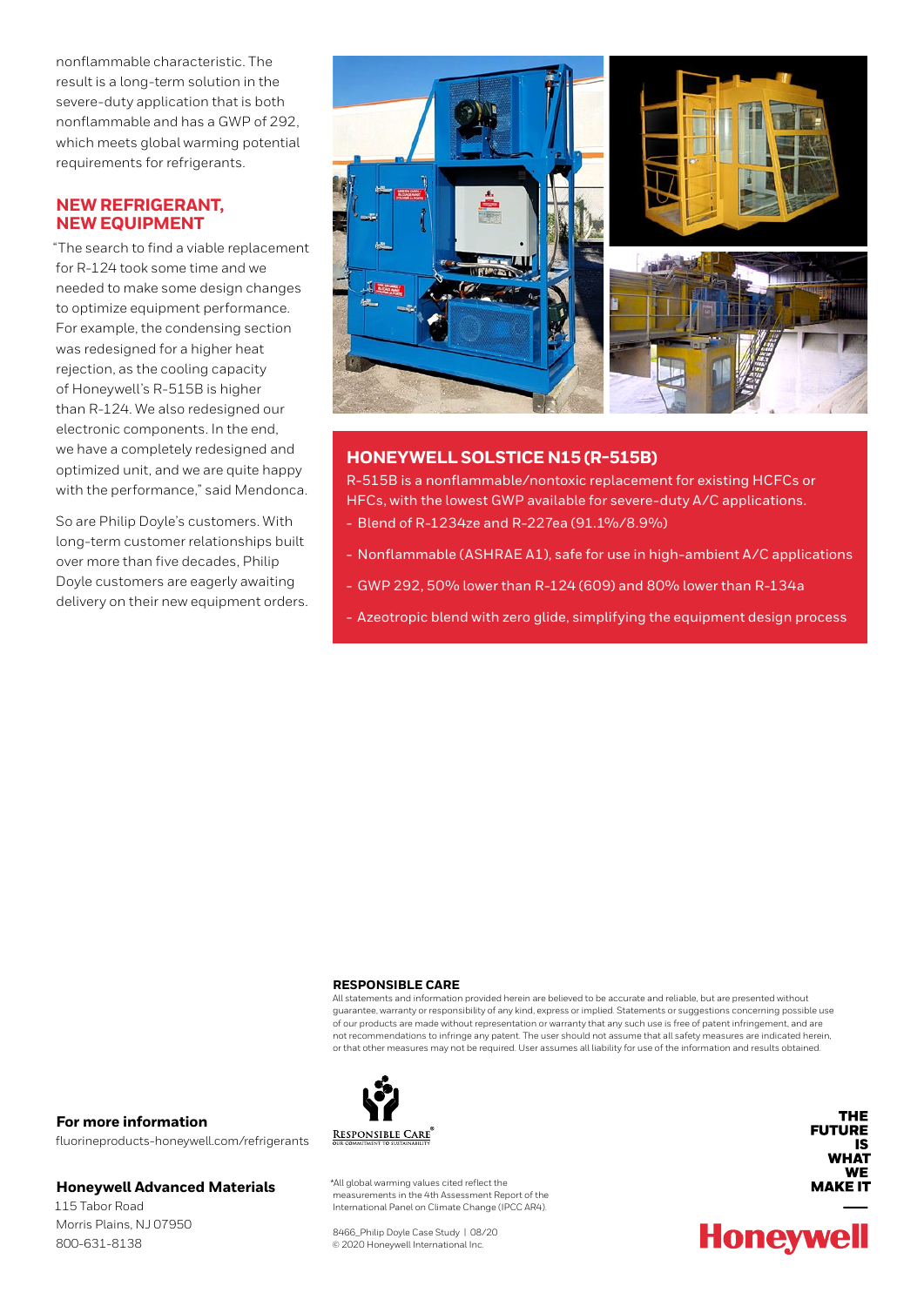nonflammable characteristic. The result is a long-term solution in the severe-duty application that is both nonflammable and has a GWP of 292, which meets global warming potential requirements for refrigerants.

## NEW REFRIGERANT, NEW EQUIPMENT

"The search to find a viable replacement for R-124 took some time and we needed to make some design changes to optimize equipment performance. For example, the condensing section was redesigned for a higher heat rejection, as the cooling capacity of Honeywell's R-515B is higher than R-124. We also redesigned our electronic components. In the end, we have a completely redesigned and optimized unit, and we are quite happy with the performance," said Mendonca.

So are Philip Doyle's customers. With long-term customer relationships built over more than five decades, Philip Doyle customers are eagerly awaiting delivery on their new equipment orders.

## HONEYWELL SOLSTICE N15 (R-515B)

R-515B is a nonflammable/nontoxic replacement for existing HCFCs or HFCs, with the lowest GWP available for severe-duty A/C applications.

- Blend of R-1234ze and R-227ea (91.1%/8.9%)
- Nonflammable (ASHRAE A1), safe for use in high-ambient A/C applications
- GWP 292, 50% lower than R-124 (609) and 80% lower than R-134a
- Azeotropic blend with zero glide, simplifying the equipment design process

**RESPONSIBLE CARE**

All statements and information provided herein are believed to be accurate and reliable, but are presented without guarantee, warranty or responsibility of any kind, express or implied. Statements or suggestions concerning possible use of our products are made without representation or warranty that any such use is free of patent infringement, and are not recommendations to infringe any patent. The user should not assume that all safety measures are indicated herein, or that other measures may not be required. User assumes all liability for use of the information and results obtained.

**For more information**

fluorineproducts-honeywell.com/refrigerants

**Honeywell Advanced Materials**

115 Tabor Road
Morris Plains, NJ 07950
800-631-8138

*All global warming values cited reflect the measurements in the 4th Assessment Report of the International Panel on Climate Change (IPCC AR4).

8466_Philip Doyle Case Study | 08/20
© 2020 Honeywell International Inc.

THE FUTURE IS WHAT WE MAKE IT

Honeywell